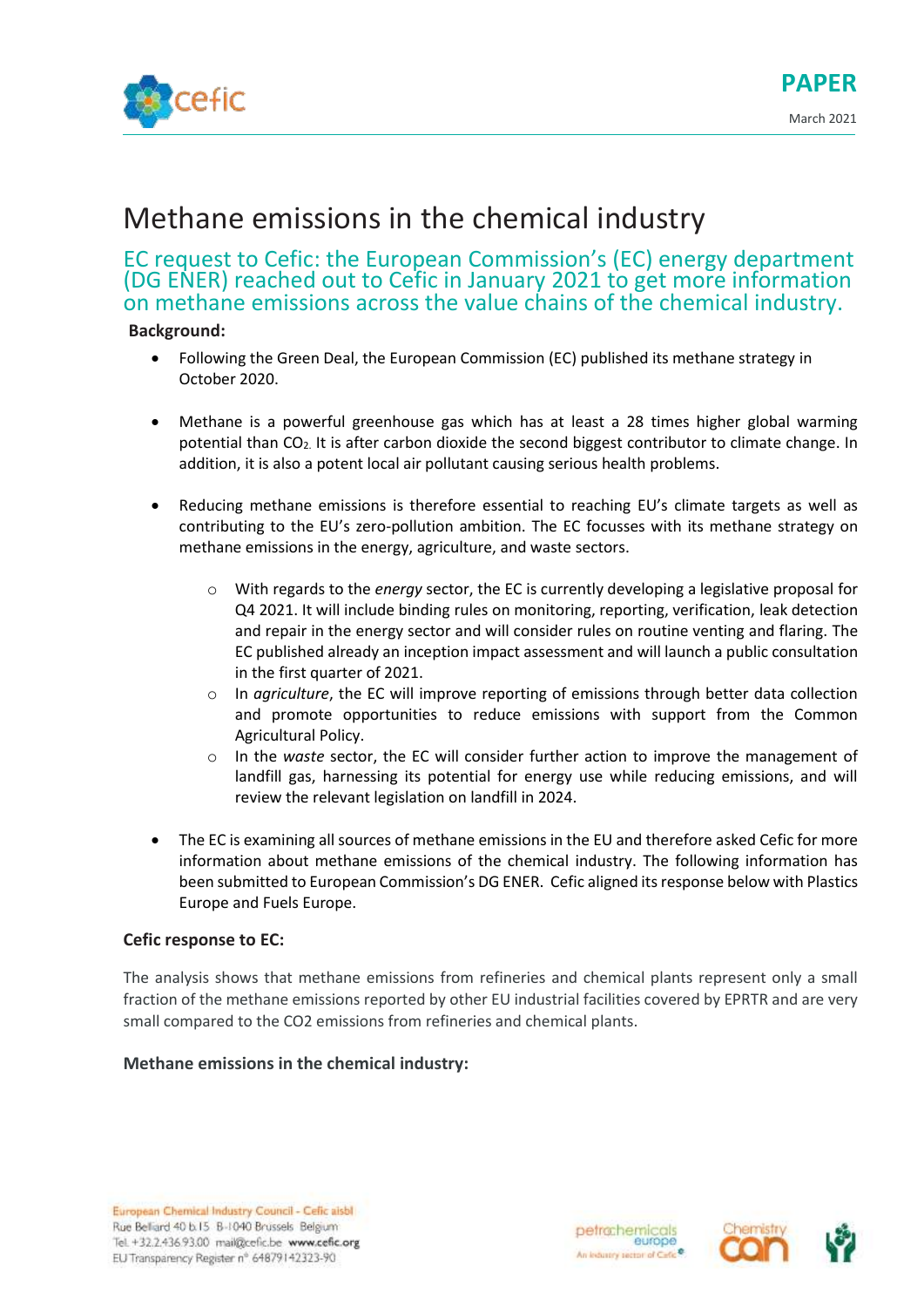PAPER

March 2021

# Methane emissions in the chemical industry

## EC request to Cefic: the European Commission's (EC) energy department (DG ENER) reached out to Cefic in January 2021 to get more information on methane emissions across the value chains of the chemical industry.

**Background:**

- Following the Green Deal, the European Commission (EC) published its methane strategy in October 2020.

- Methane is a powerful greenhouse gas which has at least a 28 times higher global warming potential than $CO_2$. It is after carbon dioxide the second biggest contributor to climate change. In addition, it is also a potent local air pollutant causing serious health problems.

- Reducing methane emissions is therefore essential to reaching EU's climate targets as well as contributing to the EU's zero-pollution ambition. The EC focusses with its methane strategy on methane emissions in the energy, agriculture, and waste sectors.

  - With regards to the *energy* sector, the EC is currently developing a legislative proposal for Q4 2021. It will include binding rules on monitoring, reporting, verification, leak detection and repair in the energy sector and will consider rules on routine venting and flaring. The EC published already an inception impact assessment and will launch a public consultation in the first quarter of 2021.
  - In *agriculture*, the EC will improve reporting of emissions through better data collection and promote opportunities to reduce emissions with support from the Common Agricultural Policy.
  - In the *waste* sector, the EC will consider further action to improve the management of landfill gas, harnessing its potential for energy use while reducing emissions, and will review the relevant legislation on landfill in 2024.

- The EC is examining all sources of methane emissions in the EU and therefore asked Cefic for more information about methane emissions of the chemical industry. The following information has been submitted to European Commission's DG ENER. Cefic aligned its response below with Plastics Europe and Fuels Europe.

### Cefic response to EC:

The analysis shows that methane emissions from refineries and chemical plants represent only a small fraction of the methane emissions reported by other EU industrial facilities covered by EPRTR and are very small compared to the CO2 emissions from refineries and chemical plants.

### Methane emissions in the chemical industry: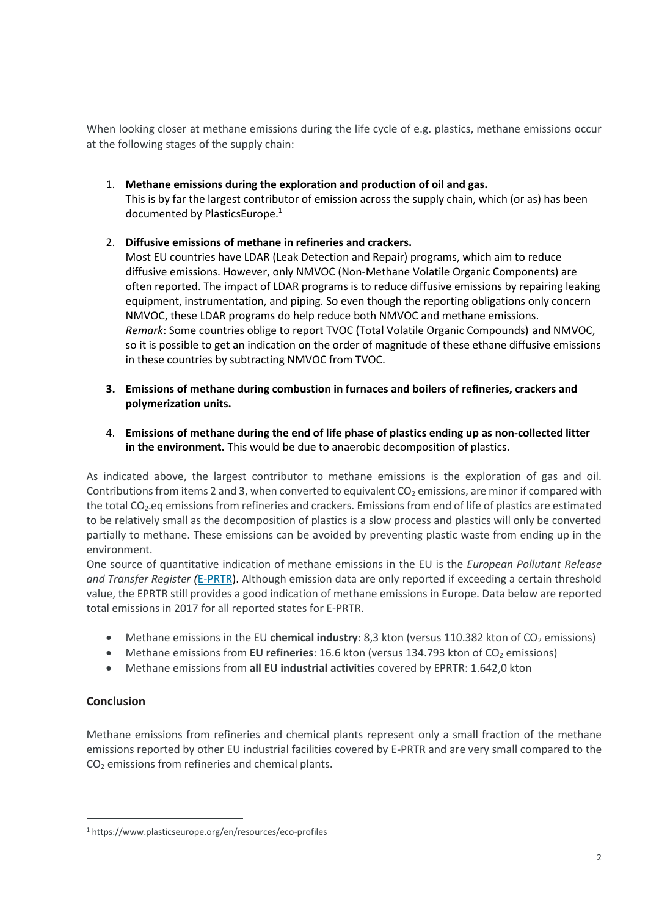When looking closer at methane emissions during the life cycle of e.g. plastics, methane emissions occur at the following stages of the supply chain:

1. **Methane emissions during the exploration and production of oil and gas.**
   This is by far the largest contributor of emission across the supply chain, which (or as) has been documented by PlasticsEurope.[1]

2. **Diffusive emissions of methane in refineries and crackers.**
   Most EU countries have LDAR (Leak Detection and Repair) programs, which aim to reduce diffusive emissions. However, only NMVOC (Non-Methane Volatile Organic Components) are often reported. The impact of LDAR programs is to reduce diffusive emissions by repairing leaking equipment, instrumentation, and piping. So even though the reporting obligations only concern NMVOC, these LDAR programs do help reduce both NMVOC and methane emissions.
   *Remark*: Some countries oblige to report TVOC (Total Volatile Organic Compounds) and NMVOC, so it is possible to get an indication on the order of magnitude of these ethane diffusive emissions in these countries by subtracting NMVOC from TVOC.

3. **Emissions of methane during combustion in furnaces and boilers of refineries, crackers and polymerization units.**

4. **Emissions of methane during the end of life phase of plastics ending up as non-collected litter in the environment.** This would be due to anaerobic decomposition of plastics.

As indicated above, the largest contributor to methane emissions is the exploration of gas and oil. Contributions from items 2 and 3, when converted to equivalent $CO_2$ emissions, are minor if compared with the total $CO_2$-eq emissions from refineries and crackers. Emissions from end of life of plastics are estimated to be relatively small as the decomposition of plastics is a slow process and plastics will only be converted partially to methane. These emissions can be avoided by preventing plastic waste from ending up in the environment.
One source of quantitative indication of methane emissions in the EU is the *European Pollutant Release and Transfer Register (*E-PRTR). Although emission data are only reported if exceeding a certain threshold value, the EPRTR still provides a good indication of methane emissions in Europe. Data below are reported total emissions in 2017 for all reported states for E-PRTR.

- Methane emissions in the EU **chemical industry**: 8,3 kton (versus 110.382 kton of $CO_2$ emissions)
- Methane emissions from **EU refineries**: 16.6 kton (versus 134.793 kton of $CO_2$ emissions)
- Methane emissions from **all EU industrial activities** covered by EPRTR: 1.642,0 kton

## Conclusion

Methane emissions from refineries and chemical plants represent only a small fraction of the methane emissions reported by other EU industrial facilities covered by E-PRTR and are very small compared to the $CO_2$ emissions from refineries and chemical plants.

[1] https://www.plasticseurope.org/en/resources/eco-profiles